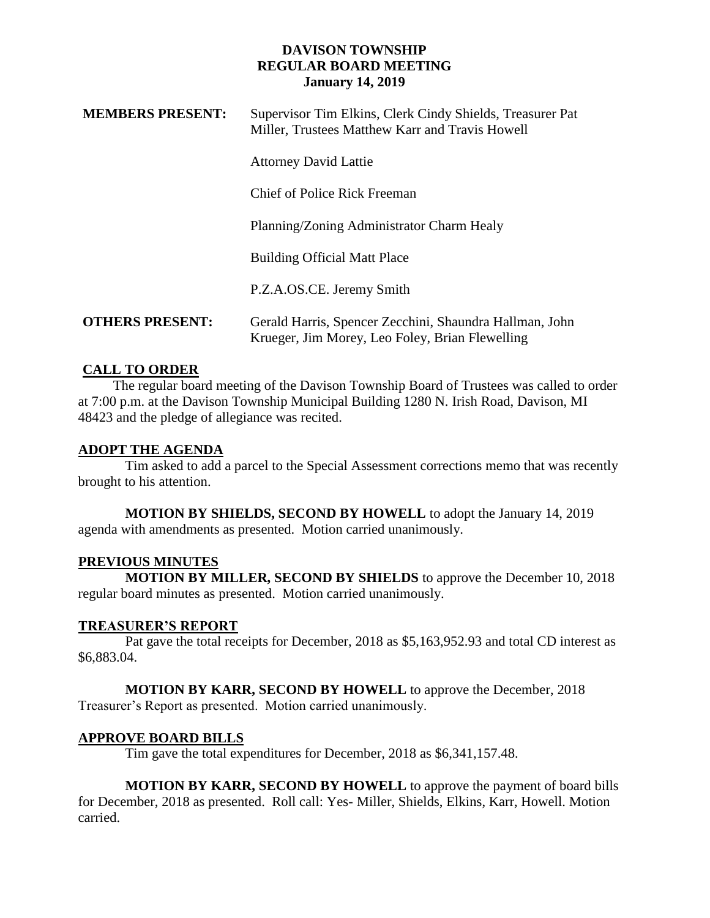# DAVISON TOWNSHIP
## REGULAR BOARD MEETING
### January 14, 2019

**MEMBERS PRESENT:** Supervisor Tim Elkins, Clerk Cindy Shields, Treasurer Pat Miller, Trustees Matthew Karr and Travis Howell

Attorney David Lattie

Chief of Police Rick Freeman

Planning/Zoning Administrator Charm Healy

Building Official Matt Place

P.Z.A.OS.CE. Jeremy Smith

**OTHERS PRESENT:** Gerald Harris, Spencer Zecchini, Shaundra Hallman, John Krueger, Jim Morey, Leo Foley, Brian Flewelling

## CALL TO ORDER

The regular board meeting of the Davison Township Board of Trustees was called to order at 7:00 p.m. at the Davison Township Municipal Building 1280 N. Irish Road, Davison, MI 48423 and the pledge of allegiance was recited.

## ADOPT THE AGENDA

Tim asked to add a parcel to the Special Assessment corrections memo that was recently brought to his attention.

**MOTION BY SHIELDS, SECOND BY HOWELL** to adopt the January 14, 2019 agenda with amendments as presented. Motion carried unanimously.

## PREVIOUS MINUTES

**MOTION BY MILLER, SECOND BY SHIELDS** to approve the December 10, 2018 regular board minutes as presented. Motion carried unanimously.

## TREASURER'S REPORT

Pat gave the total receipts for December, 2018 as $5,163,952.93 and total CD interest as $6,883.04.

**MOTION BY KARR, SECOND BY HOWELL** to approve the December, 2018 Treasurer's Report as presented. Motion carried unanimously.

## APPROVE BOARD BILLS

Tim gave the total expenditures for December, 2018 as $6,341,157.48.

**MOTION BY KARR, SECOND BY HOWELL** to approve the payment of board bills for December, 2018 as presented. Roll call: Yes- Miller, Shields, Elkins, Karr, Howell. Motion carried.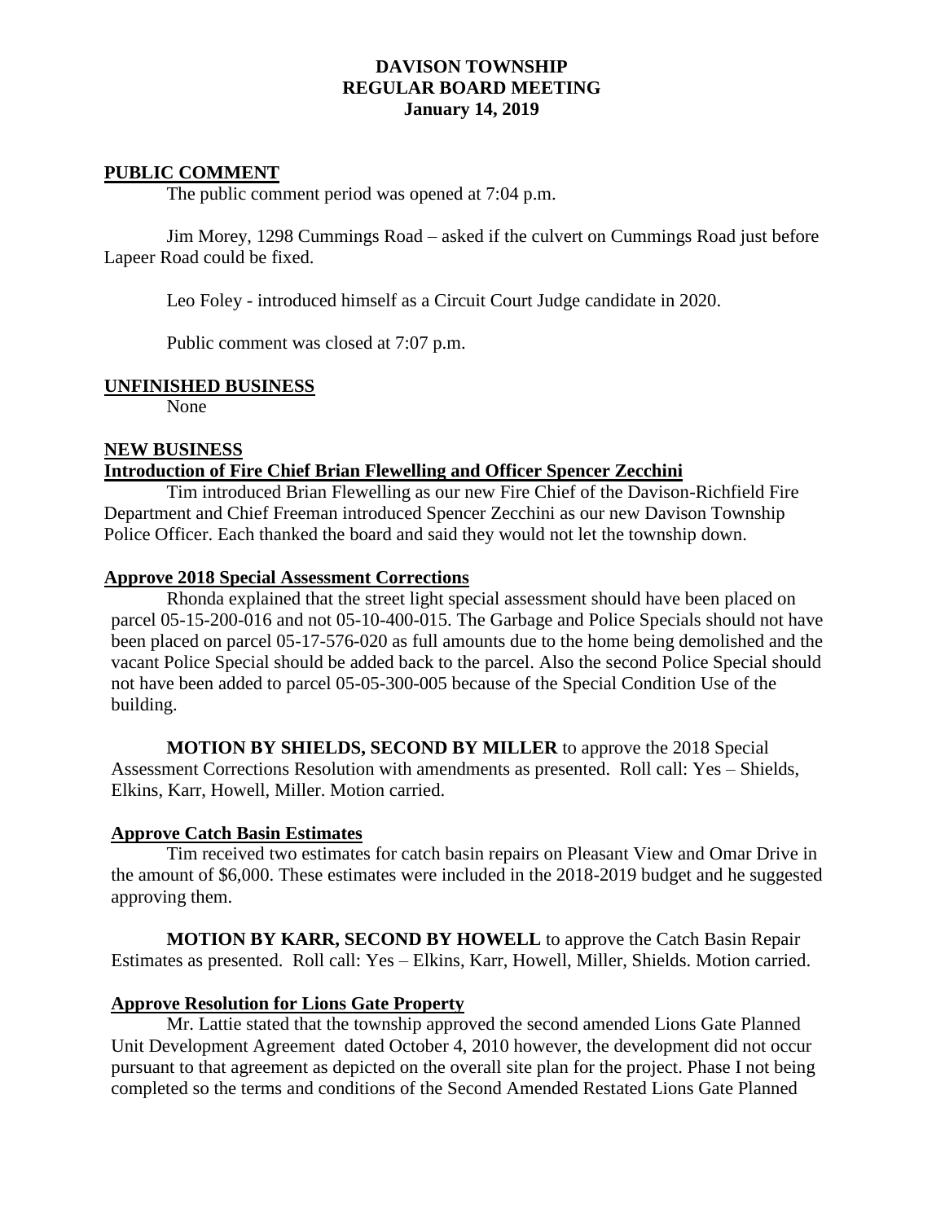# DAVISON TOWNSHIP
# REGULAR BOARD MEETING
# January 14, 2019

## PUBLIC COMMENT

The public comment period was opened at 7:04 p.m.

Jim Morey, 1298 Cummings Road – asked if the culvert on Cummings Road just before Lapeer Road could be fixed.

Leo Foley - introduced himself as a Circuit Court Judge candidate in 2020.

Public comment was closed at 7:07 p.m.

## UNFINISHED BUSINESS

None

## NEW BUSINESS

### Introduction of Fire Chief Brian Flewelling and Officer Spencer Zecchini

Tim introduced Brian Flewelling as our new Fire Chief of the Davison-Richfield Fire Department and Chief Freeman introduced Spencer Zecchini as our new Davison Township Police Officer. Each thanked the board and said they would not let the township down.

### Approve 2018 Special Assessment Corrections

Rhonda explained that the street light special assessment should have been placed on parcel 05-15-200-016 and not 05-10-400-015. The Garbage and Police Specials should not have been placed on parcel 05-17-576-020 as full amounts due to the home being demolished and the vacant Police Special should be added back to the parcel. Also the second Police Special should not have been added to parcel 05-05-300-005 because of the Special Condition Use of the building.

**MOTION BY SHIELDS, SECOND BY MILLER** to approve the 2018 Special Assessment Corrections Resolution with amendments as presented. Roll call: Yes – Shields, Elkins, Karr, Howell, Miller. Motion carried.

### Approve Catch Basin Estimates

Tim received two estimates for catch basin repairs on Pleasant View and Omar Drive in the amount of $6,000. These estimates were included in the 2018-2019 budget and he suggested approving them.

**MOTION BY KARR, SECOND BY HOWELL** to approve the Catch Basin Repair Estimates as presented. Roll call: Yes – Elkins, Karr, Howell, Miller, Shields. Motion carried.

### Approve Resolution for Lions Gate Property

Mr. Lattie stated that the township approved the second amended Lions Gate Planned Unit Development Agreement dated October 4, 2010 however, the development did not occur pursuant to that agreement as depicted on the overall site plan for the project. Phase I not being completed so the terms and conditions of the Second Amended Restated Lions Gate Planned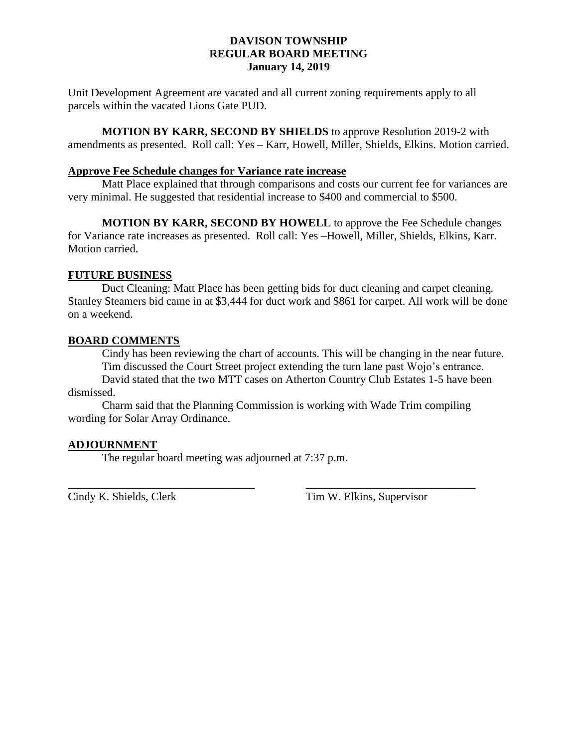Unit Development Agreement are vacated and all current zoning requirements apply to all parcels within the vacated Lions Gate PUD.

**MOTION BY KARR, SECOND BY SHIELDS** to approve Resolution 2019-2 with amendments as presented. Roll call: Yes – Karr, Howell, Miller, Shields, Elkins. Motion carried.

**Approve Fee Schedule changes for Variance rate increase**

Matt Place explained that through comparisons and costs our current fee for variances are very minimal. He suggested that residential increase to $400 and commercial to $500.

**MOTION BY KARR, SECOND BY HOWELL** to approve the Fee Schedule changes for Variance rate increases as presented. Roll call: Yes –Howell, Miller, Shields, Elkins, Karr. Motion carried.

**FUTURE BUSINESS**

Duct Cleaning: Matt Place has been getting bids for duct cleaning and carpet cleaning. Stanley Steamers bid came in at $3,444 for duct work and $861 for carpet. All work will be done on a weekend.

**BOARD COMMENTS**

Cindy has been reviewing the chart of accounts. This will be changing in the near future.

Tim discussed the Court Street project extending the turn lane past Wojo's entrance.

David stated that the two MTT cases on Atherton Country Club Estates 1-5 have been dismissed.

Charm said that the Planning Commission is working with Wade Trim compiling wording for Solar Array Ordinance.

**ADJOURNMENT**

The regular board meeting was adjourned at 7:37 p.m.

\_\_\_\_\_\_\_\_\_\_\_\_\_\_\_\_\_\_\_\_\_\_\_\_\_\_\_\_\_\_\_\_\_\_ \_\_\_\_\_\_\_\_\_\_\_\_\_\_\_\_\_\_\_\_\_\_\_\_\_\_\_\_\_\_\_

Cindy K. Shields, Clerk Tim W. Elkins, Supervisor